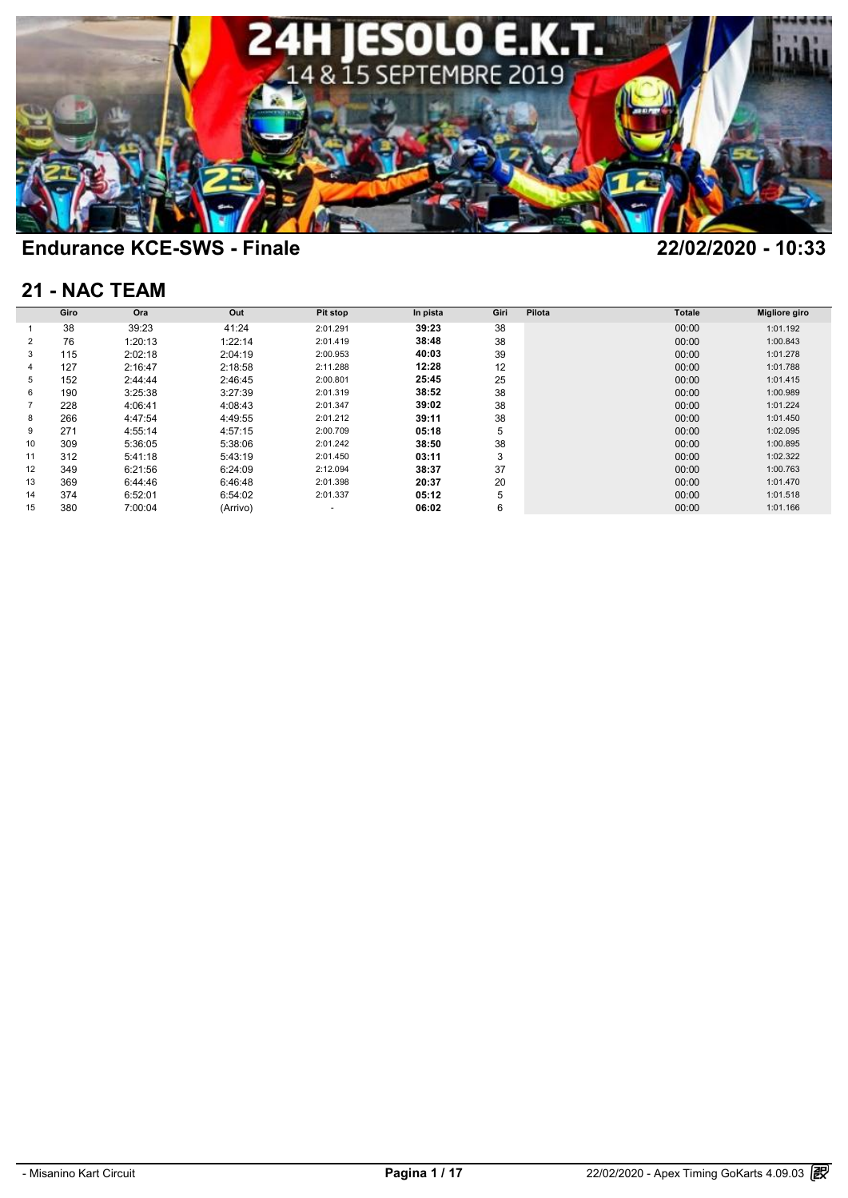## Endurance KCE-SWS - Finale

22/02/2020 - 10:33

## 21 - NAC TEAM

| | Giro | Ora | Out | Pit stop | In pista | Giri | Pilota | Totale | Migliore giro |
|---|---|---|---|---|---|---|---|---|---|
| 1 | 38 | 39:23 | 41:24 | 2:01.291 | **39:23** | 38 | | 00:00 | 1:01.192 |
| 2 | 76 | 1:20:13 | 1:22:14 | 2:01.419 | **38:48** | 38 | | 00:00 | 1:00.843 |
| 3 | 115 | 2:02:18 | 2:04:19 | 2:00.953 | **40:03** | 39 | | 00:00 | 1:01.278 |
| 4 | 127 | 2:16:47 | 2:18:58 | 2:11.288 | **12:28** | 12 | | 00:00 | 1:01.788 |
| 5 | 152 | 2:44:44 | 2:46:45 | 2:00.801 | **25:45** | 25 | | 00:00 | 1:01.415 |
| 6 | 190 | 3:25:38 | 3:27:39 | 2:01.319 | **38:52** | 38 | | 00:00 | 1:00.989 |
| 7 | 228 | 4:06:41 | 4:08:43 | 2:01.347 | **39:02** | 38 | | 00:00 | 1:01.224 |
| 8 | 266 | 4:47:54 | 4:49:55 | 2:01.212 | **39:11** | 38 | | 00:00 | 1:01.450 |
| 9 | 271 | 4:55:14 | 4:57:15 | 2:00.709 | **05:18** | 5 | | 00:00 | 1:02.095 |
| 10 | 309 | 5:36:05 | 5:38:06 | 2:01.242 | **38:50** | 38 | | 00:00 | 1:00.895 |
| 11 | 312 | 5:41:18 | 5:43:19 | 2:01.450 | **03:11** | 3 | | 00:00 | 1:02.322 |
| 12 | 349 | 6:21:56 | 6:24:09 | 2:12.094 | **38:37** | 37 | | 00:00 | 1:00.763 |
| 13 | 369 | 6:44:46 | 6:46:48 | 2:01.398 | **20:37** | 20 | | 00:00 | 1:01.470 |
| 14 | 374 | 6:52:01 | 6:54:02 | 2:01.337 | **05:12** | 5 | | 00:00 | 1:01.518 |
| 15 | 380 | 7:00:04 | (Arrivo) | - | **06:02** | 6 | | 00:00 | 1:01.166 |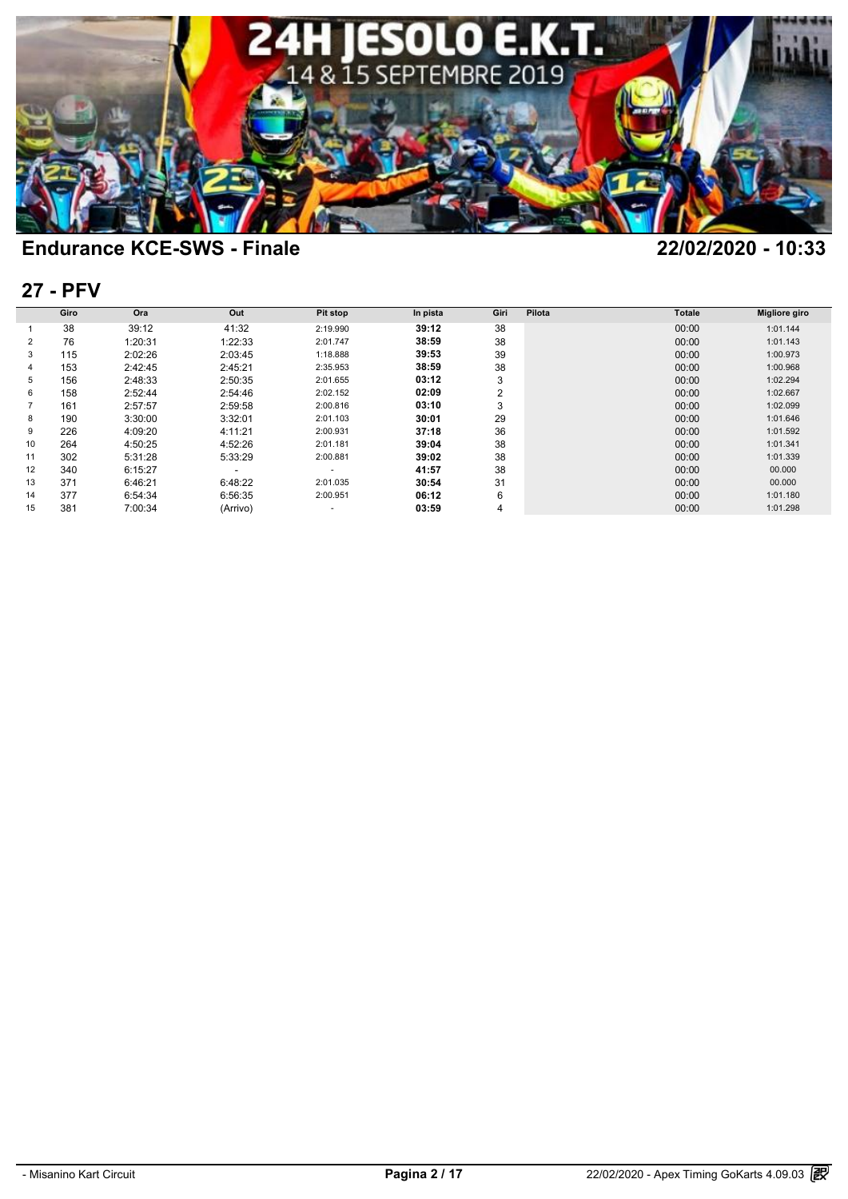## Endurance KCE-SWS - Finale

22/02/2020 - 10:33

## 27 - PFV

| | Giro | Ora | Out | Pit stop | In pista | Giri | Pilota | Totale | Migliore giro |
|---|---|---|---|---|---|---|---|---|---|
| 1 | 38 | 39:12 | 41:32 | 2:19.990 | **39:12** | 38 | | 00:00 | 1:01.144 |
| 2 | 76 | 1:20:31 | 1:22:33 | 2:01.747 | **38:59** | 38 | | 00:00 | 1:01.143 |
| 3 | 115 | 2:02:26 | 2:03:45 | 1:18.888 | **39:53** | 39 | | 00:00 | 1:00.973 |
| 4 | 153 | 2:42:45 | 2:45:21 | 2:35.953 | **38:59** | 38 | | 00:00 | 1:00.968 |
| 5 | 156 | 2:48:33 | 2:50:35 | 2:01.655 | **03:12** | 3 | | 00:00 | 1:02.294 |
| 6 | 158 | 2:52:44 | 2:54:46 | 2:02.152 | **02:09** | 2 | | 00:00 | 1:02.667 |
| 7 | 161 | 2:57:57 | 2:59:58 | 2:00.816 | **03:10** | 3 | | 00:00 | 1:02.099 |
| 8 | 190 | 3:30:00 | 3:32:01 | 2:01.103 | **30:01** | 29 | | 00:00 | 1:01.646 |
| 9 | 226 | 4:09:20 | 4:11:21 | 2:00.931 | **37:18** | 36 | | 00:00 | 1:01.592 |
| 10 | 264 | 4:50:25 | 4:52:26 | 2:01.181 | **39:04** | 38 | | 00:00 | 1:01.341 |
| 11 | 302 | 5:31:28 | 5:33:29 | 2:00.881 | **39:02** | 38 | | 00:00 | 1:01.339 |
| 12 | 340 | 6:15:27 | - | - | **41:57** | 38 | | 00:00 | 00.000 |
| 13 | 371 | 6:46:21 | 6:48:22 | 2:01.035 | **30:54** | 31 | | 00:00 | 00.000 |
| 14 | 377 | 6:54:34 | 6:56:35 | 2:00.951 | **06:12** | 6 | | 00:00 | 1:01.180 |
| 15 | 381 | 7:00:34 | (Arrivo) | - | **03:59** | 4 | | 00:00 | 1:01.298 |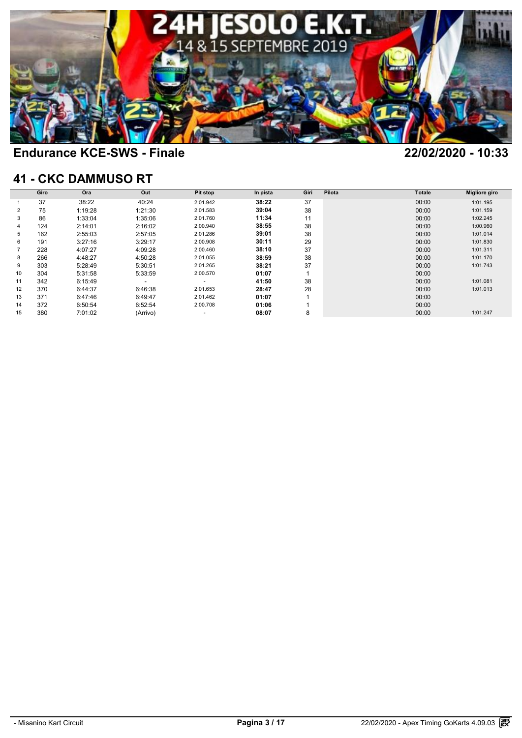## Endurance KCE-SWS - Finale

22/02/2020 - 10:33

## 41 - CKC DAMMUSO RT

| | Giro | Ora | Out | Pit stop | In pista | Giri | Pilota | Totale | Migliore giro |
|---|---|---|---|---|---|---|---|---|---|
| 1 | 37 | 38:22 | 40:24 | 2:01.942 | **38:22** | 37 | | 00:00 | 1:01.195 |
| 2 | 75 | 1:19:28 | 1:21:30 | 2:01.583 | **39:04** | 38 | | 00:00 | 1:01.159 |
| 3 | 86 | 1:33:04 | 1:35:06 | 2:01.760 | **11:34** | 11 | | 00:00 | 1:02.245 |
| 4 | 124 | 2:14:01 | 2:16:02 | 2:00.940 | **38:55** | 38 | | 00:00 | 1:00.960 |
| 5 | 162 | 2:55:03 | 2:57:05 | 2:01.286 | **39:01** | 38 | | 00:00 | 1:01.014 |
| 6 | 191 | 3:27:16 | 3:29:17 | 2:00.908 | **30:11** | 29 | | 00:00 | 1:01.830 |
| 7 | 228 | 4:07:27 | 4:09:28 | 2:00.460 | **38:10** | 37 | | 00:00 | 1:01.311 |
| 8 | 266 | 4:48:27 | 4:50:28 | 2:01.055 | **38:59** | 38 | | 00:00 | 1:01.170 |
| 9 | 303 | 5:28:49 | 5:30:51 | 2:01.265 | **38:21** | 37 | | 00:00 | 1:01.743 |
| 10 | 304 | 5:31:58 | 5:33:59 | 2:00.570 | **01:07** | 1 | | 00:00 | |
| 11 | 342 | 6:15:49 | - | - | **41:50** | 38 | | 00:00 | 1:01.081 |
| 12 | 370 | 6:44:37 | 6:46:38 | 2:01.653 | **28:47** | 28 | | 00:00 | 1:01.013 |
| 13 | 371 | 6:47:46 | 6:49:47 | 2:01.462 | **01:07** | 1 | | 00:00 | |
| 14 | 372 | 6:50:54 | 6:52:54 | 2:00.708 | **01:06** | 1 | | 00:00 | |
| 15 | 380 | 7:01:02 | (Arrivo) | - | **08:07** | 8 | | 00:00 | 1:01.247 |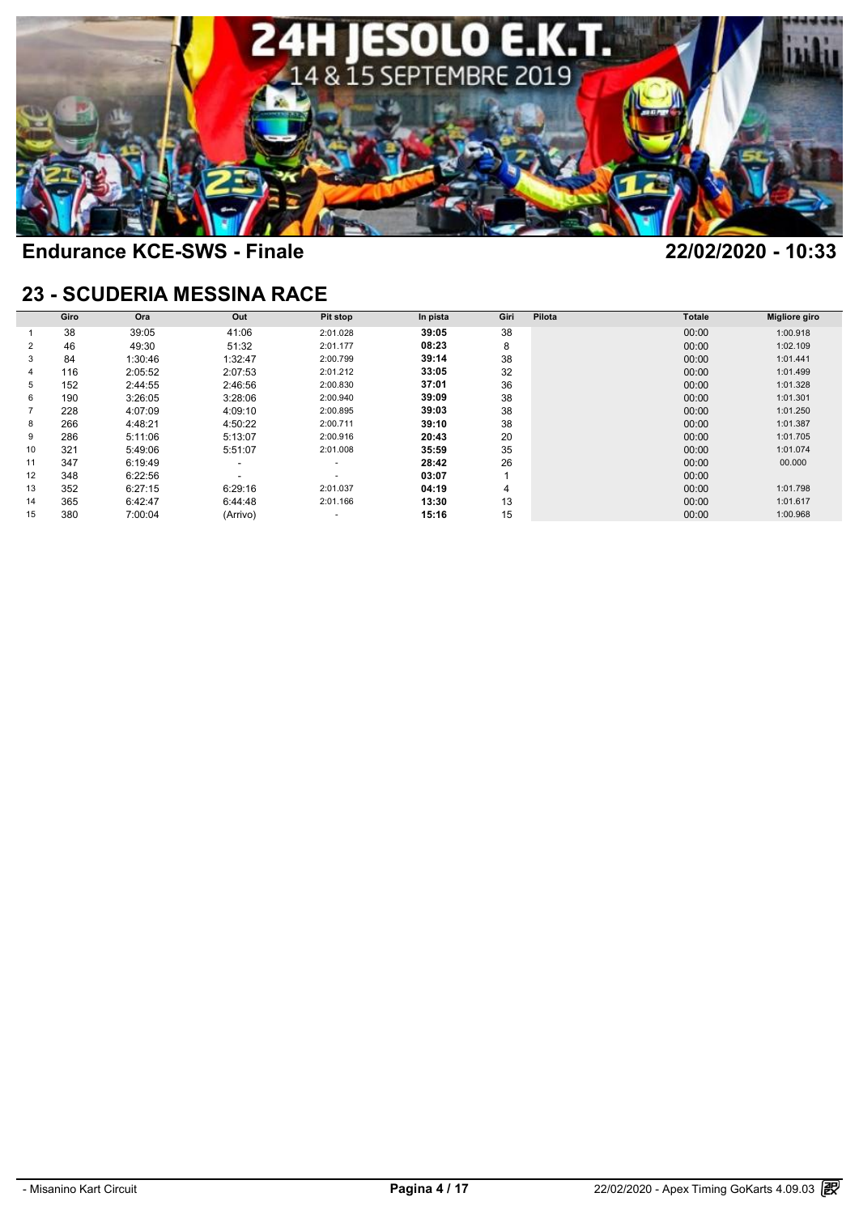## Endurance KCE-SWS - Finale

22/02/2020 - 10:33

## 23 - SCUDERIA MESSINA RACE

| | Giro | Ora | Out | Pit stop | In pista | Giri | Pilota | Totale | Migliore giro |
|---|---|---|---|---|---|---|---|---|---|
| 1 | 38 | 39:05 | 41:06 | 2:01.028 | **39:05** | 38 | | 00:00 | 1:00.918 |
| 2 | 46 | 49:30 | 51:32 | 2:01.177 | **08:23** | 8 | | 00:00 | 1:02.109 |
| 3 | 84 | 1:30:46 | 1:32:47 | 2:00.799 | **39:14** | 38 | | 00:00 | 1:01.441 |
| 4 | 116 | 2:05:52 | 2:07:53 | 2:01.212 | **33:05** | 32 | | 00:00 | 1:01.499 |
| 5 | 152 | 2:44:55 | 2:46:56 | 2:00.830 | **37:01** | 36 | | 00:00 | 1:01.328 |
| 6 | 190 | 3:26:05 | 3:28:06 | 2:00.940 | **39:09** | 38 | | 00:00 | 1:01.301 |
| 7 | 228 | 4:07:09 | 4:09:10 | 2:00.895 | **39:03** | 38 | | 00:00 | 1:01.250 |
| 8 | 266 | 4:48:21 | 4:50:22 | 2:00.711 | **39:10** | 38 | | 00:00 | 1:01.387 |
| 9 | 286 | 5:11:06 | 5:13:07 | 2:00.916 | **20:43** | 20 | | 00:00 | 1:01.705 |
| 10 | 321 | 5:49:06 | 5:51:07 | 2:01.008 | **35:59** | 35 | | 00:00 | 1:01.074 |
| 11 | 347 | 6:19:49 | - | - | **28:42** | 26 | | 00:00 | 00.000 |
| 12 | 348 | 6:22:56 | - | - | **03:07** | 1 | | 00:00 | |
| 13 | 352 | 6:27:15 | 6:29:16 | 2:01.037 | **04:19** | 4 | | 00:00 | 1:01.798 |
| 14 | 365 | 6:42:47 | 6:44:48 | 2:01.166 | **13:30** | 13 | | 00:00 | 1:01.617 |
| 15 | 380 | 7:00:04 | (Arrivo) | - | **15:16** | 15 | | 00:00 | 1:00.968 |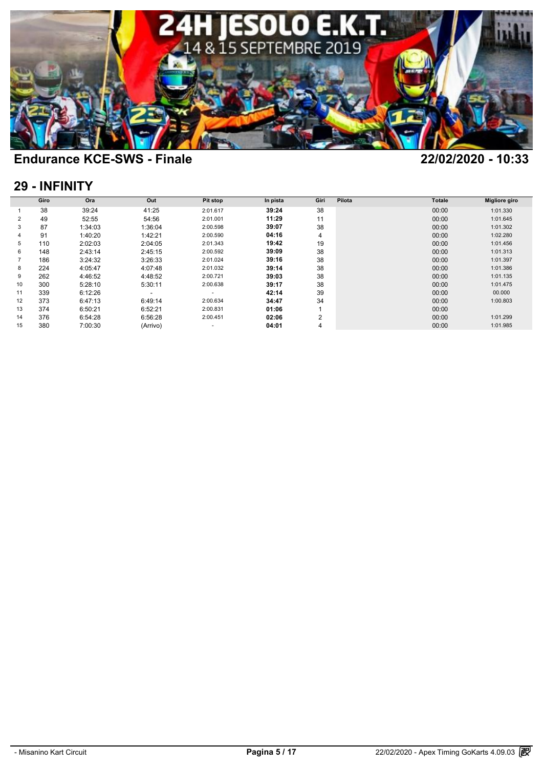## Endurance KCE-SWS - Finale

22/02/2020 - 10:33

## 29 - INFINITY

| | Giro | Ora | Out | Pit stop | In pista | Giri | Pilota | Totale | Migliore giro |
|---|---|---|---|---|---|---|---|---|---|
| 1 | 38 | 39:24 | 41:25 | 2:01.617 | **39:24** | 38 | | 00:00 | 1:01.330 |
| 2 | 49 | 52:55 | 54:56 | 2:01.001 | **11:29** | 11 | | 00:00 | 1:01.645 |
| 3 | 87 | 1:34:03 | 1:36:04 | 2:00.598 | **39:07** | 38 | | 00:00 | 1:01.302 |
| 4 | 91 | 1:40:20 | 1:42:21 | 2:00.590 | **04:16** | 4 | | 00:00 | 1:02.280 |
| 5 | 110 | 2:02:03 | 2:04:05 | 2:01.343 | **19:42** | 19 | | 00:00 | 1:01.456 |
| 6 | 148 | 2:43:14 | 2:45:15 | 2:00.592 | **39:09** | 38 | | 00:00 | 1:01.313 |
| 7 | 186 | 3:24:32 | 3:26:33 | 2:01.024 | **39:16** | 38 | | 00:00 | 1:01.397 |
| 8 | 224 | 4:05:47 | 4:07:48 | 2:01.032 | **39:14** | 38 | | 00:00 | 1:01.386 |
| 9 | 262 | 4:46:52 | 4:48:52 | 2:00.721 | **39:03** | 38 | | 00:00 | 1:01.135 |
| 10 | 300 | 5:28:10 | 5:30:11 | 2:00.638 | **39:17** | 38 | | 00:00 | 1:01.475 |
| 11 | 339 | 6:12:26 | - | - | **42:14** | 39 | | 00:00 | 00.000 |
| 12 | 373 | 6:47:13 | 6:49:14 | 2:00.634 | **34:47** | 34 | | 00:00 | 1:00.803 |
| 13 | 374 | 6:50:21 | 6:52:21 | 2:00.831 | **01:06** | 1 | | 00:00 | |
| 14 | 376 | 6:54:28 | 6:56:28 | 2:00.451 | **02:06** | 2 | | 00:00 | 1:01.299 |
| 15 | 380 | 7:00:30 | (Arrivo) | - | **04:01** | 4 | | 00:00 | 1:01.985 |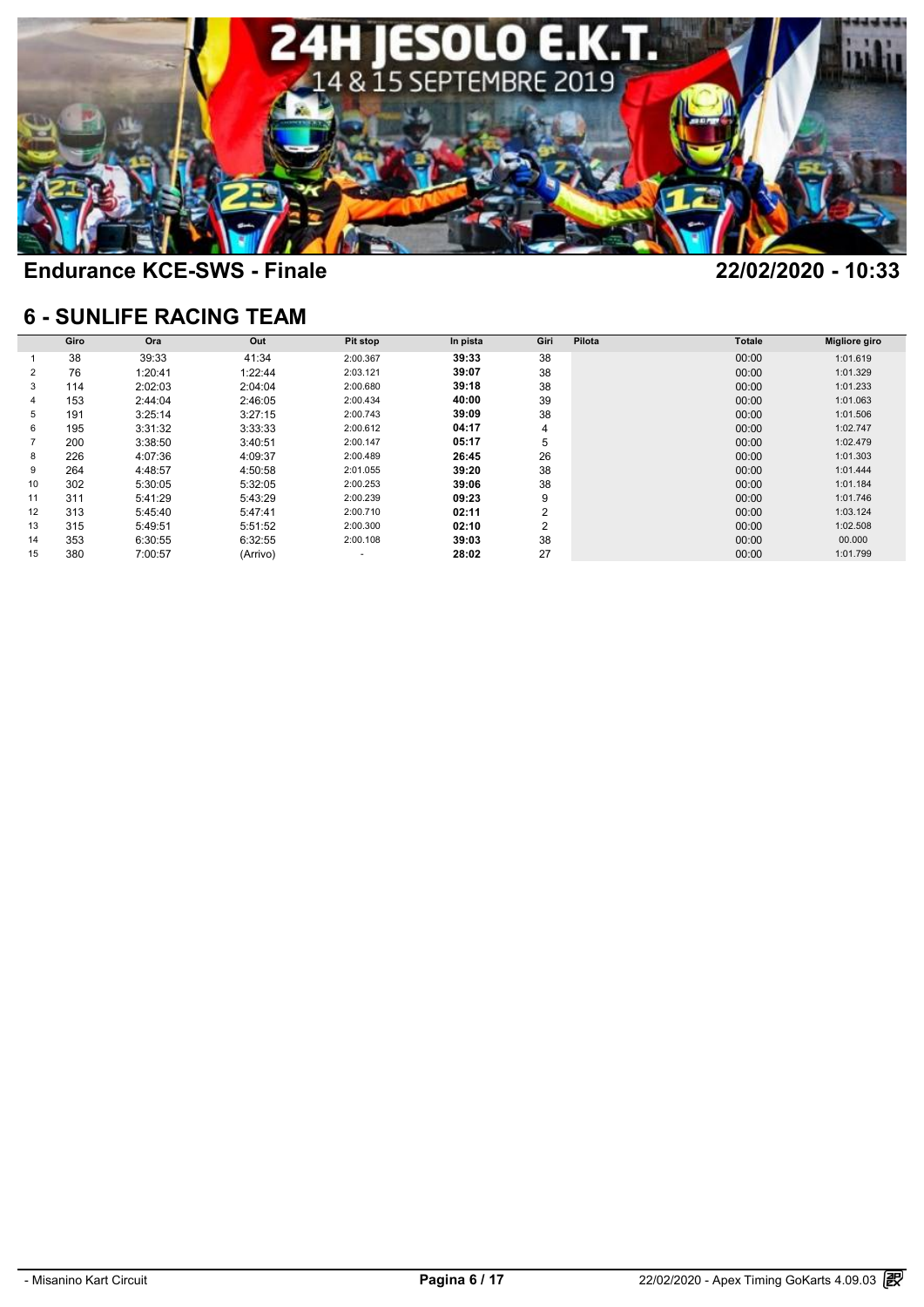## Endurance KCE-SWS - Finale

22/02/2020 - 10:33

## 6 - SUNLIFE RACING TEAM

| | Giro | Ora | Out | Pit stop | In pista | Giri | Pilota | Totale | Migliore giro |
|---|---|---|---|---|---|---|---|---|---|
| 1 | 38 | 39:33 | 41:34 | 2:00.367 | **39:33** | 38 | | 00:00 | 1:01.619 |
| 2 | 76 | 1:20:41 | 1:22:44 | 2:03.121 | **39:07** | 38 | | 00:00 | 1:01.329 |
| 3 | 114 | 2:02:03 | 2:04:04 | 2:00.680 | **39:18** | 38 | | 00:00 | 1:01.233 |
| 4 | 153 | 2:44:04 | 2:46:05 | 2:00.434 | **40:00** | 39 | | 00:00 | 1:01.063 |
| 5 | 191 | 3:25:14 | 3:27:15 | 2:00.743 | **39:09** | 38 | | 00:00 | 1:01.506 |
| 6 | 195 | 3:31:32 | 3:33:33 | 2:00.612 | **04:17** | 4 | | 00:00 | 1:02.747 |
| 7 | 200 | 3:38:50 | 3:40:51 | 2:00.147 | **05:17** | 5 | | 00:00 | 1:02.479 |
| 8 | 226 | 4:07:36 | 4:09:37 | 2:00.489 | **26:45** | 26 | | 00:00 | 1:01.303 |
| 9 | 264 | 4:48:57 | 4:50:58 | 2:01.055 | **39:20** | 38 | | 00:00 | 1:01.444 |
| 10 | 302 | 5:30:05 | 5:32:05 | 2:00.253 | **39:06** | 38 | | 00:00 | 1:01.184 |
| 11 | 311 | 5:41:29 | 5:43:29 | 2:00.239 | **09:23** | 9 | | 00:00 | 1:01.746 |
| 12 | 313 | 5:45:40 | 5:47:41 | 2:00.710 | **02:11** | 2 | | 00:00 | 1:03.124 |
| 13 | 315 | 5:49:51 | 5:51:52 | 2:00.300 | **02:10** | 2 | | 00:00 | 1:02.508 |
| 14 | 353 | 6:30:55 | 6:32:55 | 2:00.108 | **39:03** | 38 | | 00:00 | 00.000 |
| 15 | 380 | 7:00:57 | (Arrivo) | - | **28:02** | 27 | | 00:00 | 1:01.799 |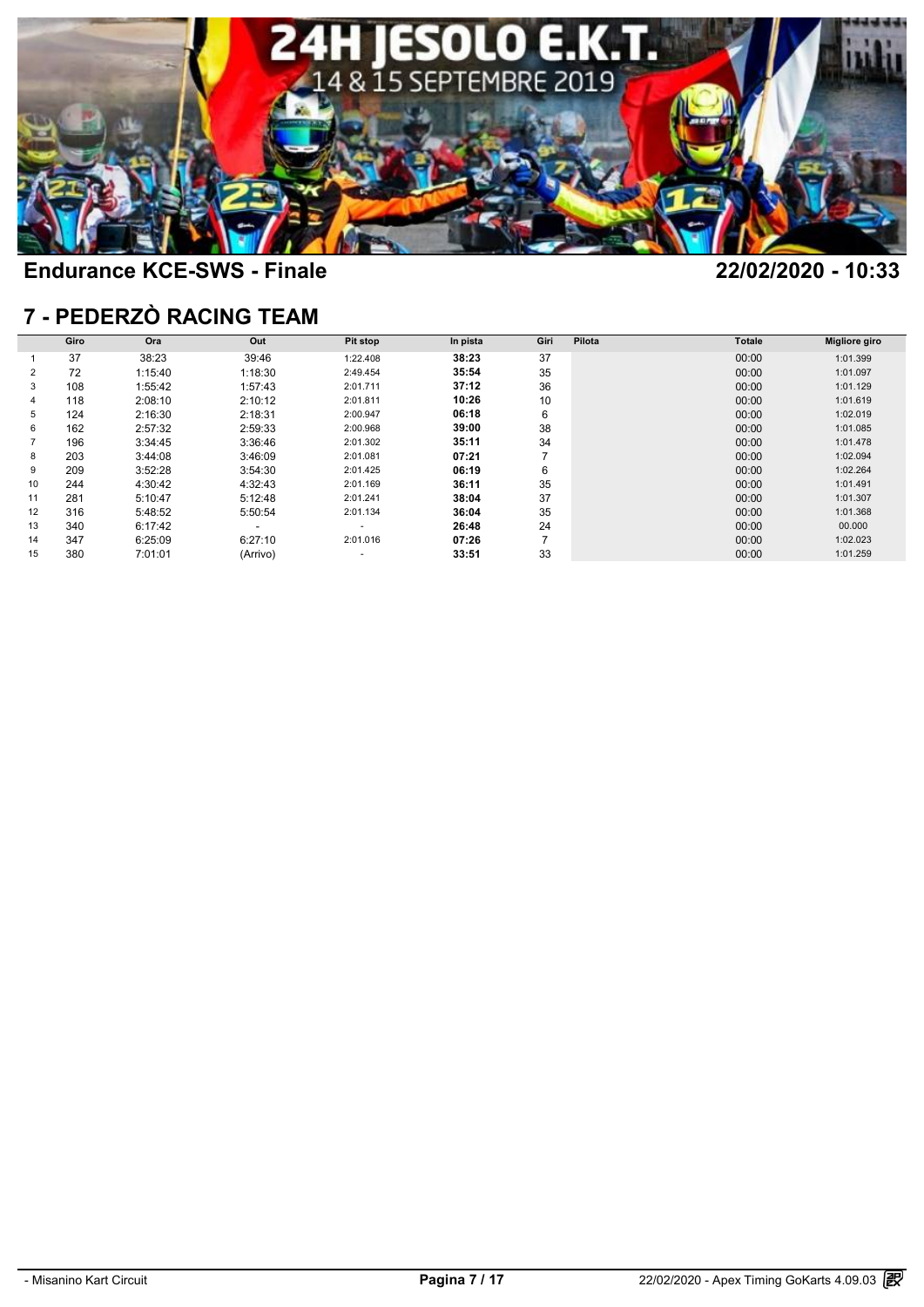## Endurance KCE-SWS - Finale

22/02/2020 - 10:33

## 7 - PEDERZÒ RACING TEAM

| | Giro | Ora | Out | Pit stop | In pista | Giri | Pilota | Totale | Migliore giro |
|---|---|---|---|---|---|---|---|---|---|
| 1 | 37 | 38:23 | 39:46 | 1:22.408 | **38:23** | 37 | | 00:00 | 1:01.399 |
| 2 | 72 | 1:15:40 | 1:18:30 | 2:49.454 | **35:54** | 35 | | 00:00 | 1:01.097 |
| 3 | 108 | 1:55:42 | 1:57:43 | 2:01.711 | **37:12** | 36 | | 00:00 | 1:01.129 |
| 4 | 118 | 2:08:10 | 2:10:12 | 2:01.811 | **10:26** | 10 | | 00:00 | 1:01.619 |
| 5 | 124 | 2:16:30 | 2:18:31 | 2:00.947 | **06:18** | 6 | | 00:00 | 1:02.019 |
| 6 | 162 | 2:57:32 | 2:59:33 | 2:00.968 | **39:00** | 38 | | 00:00 | 1:01.085 |
| 7 | 196 | 3:34:45 | 3:36:46 | 2:01.302 | **35:11** | 34 | | 00:00 | 1:01.478 |
| 8 | 203 | 3:44:08 | 3:46:09 | 2:01.081 | **07:21** | 7 | | 00:00 | 1:02.094 |
| 9 | 209 | 3:52:28 | 3:54:30 | 2:01.425 | **06:19** | 6 | | 00:00 | 1:02.264 |
| 10 | 244 | 4:30:42 | 4:32:43 | 2:01.169 | **36:11** | 35 | | 00:00 | 1:01.491 |
| 11 | 281 | 5:10:47 | 5:12:48 | 2:01.241 | **38:04** | 37 | | 00:00 | 1:01.307 |
| 12 | 316 | 5:48:52 | 5:50:54 | 2:01.134 | **36:04** | 35 | | 00:00 | 1:01.368 |
| 13 | 340 | 6:17:42 | - | - | **26:48** | 24 | | 00:00 | 00.000 |
| 14 | 347 | 6:25:09 | 6:27:10 | 2:01.016 | **07:26** | 7 | | 00:00 | 1:02.023 |
| 15 | 380 | 7:01:01 | (Arrivo) | - | **33:51** | 33 | | 00:00 | 1:01.259 |

- Misanino Kart Circuit

22/02/2020 - Apex Timing GoKarts 4.09.03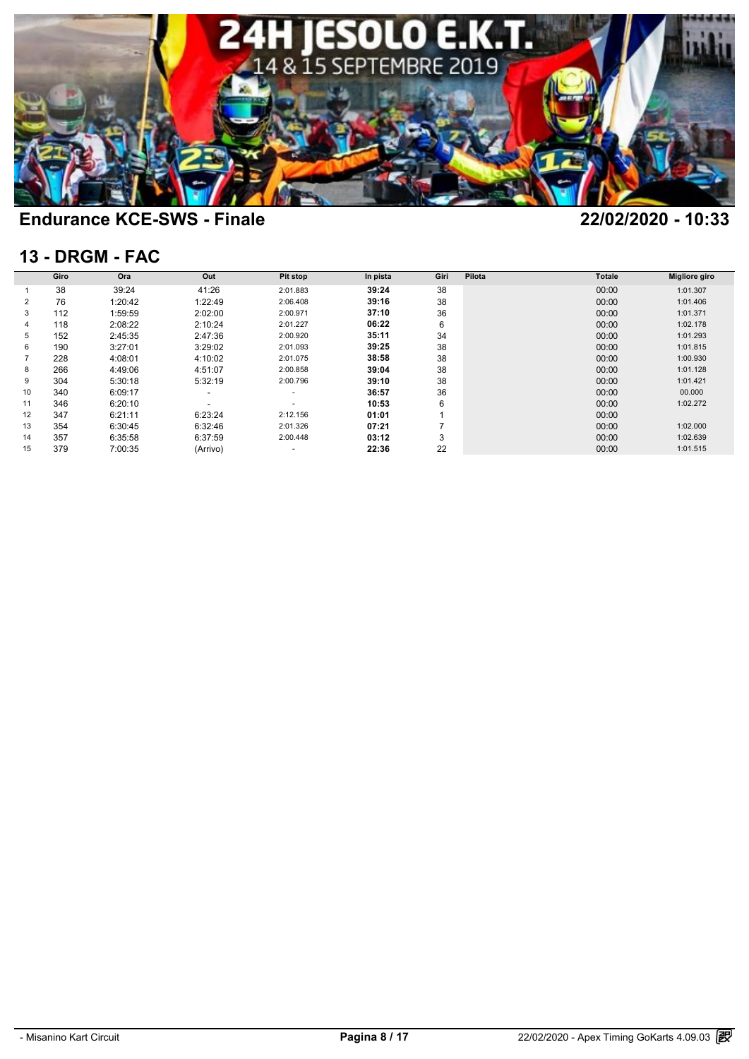## Endurance KCE-SWS - Finale

22/02/2020 - 10:33

## 13 - DRGM - FAC

| | Giro | Ora | Out | Pit stop | In pista | Giri | Pilota | Totale | Migliore giro |
|---|---|---|---|---|---|---|---|---|---|
| 1 | 38 | 39:24 | 41:26 | 2:01.883 | **39:24** | 38 | | 00:00 | 1:01.307 |
| 2 | 76 | 1:20:42 | 1:22:49 | 2:06.408 | **39:16** | 38 | | 00:00 | 1:01.406 |
| 3 | 112 | 1:59:59 | 2:02:00 | 2:00.971 | **37:10** | 36 | | 00:00 | 1:01.371 |
| 4 | 118 | 2:08:22 | 2:10:24 | 2:01.227 | **06:22** | 6 | | 00:00 | 1:02.178 |
| 5 | 152 | 2:45:35 | 2:47:36 | 2:00.920 | **35:11** | 34 | | 00:00 | 1:01.293 |
| 6 | 190 | 3:27:01 | 3:29:02 | 2:01.093 | **39:25** | 38 | | 00:00 | 1:01.815 |
| 7 | 228 | 4:08:01 | 4:10:02 | 2:01.075 | **38:58** | 38 | | 00:00 | 1:00.930 |
| 8 | 266 | 4:49:06 | 4:51:07 | 2:00.858 | **39:04** | 38 | | 00:00 | 1:01.128 |
| 9 | 304 | 5:30:18 | 5:32:19 | 2:00.796 | **39:10** | 38 | | 00:00 | 1:01.421 |
| 10 | 340 | 6:09:17 | - | - | **36:57** | 36 | | 00:00 | 00.000 |
| 11 | 346 | 6:20:10 | - | - | **10:53** | 6 | | 00:00 | 1:02.272 |
| 12 | 347 | 6:21:11 | 6:23:24 | 2:12.156 | **01:01** | 1 | | 00:00 | |
| 13 | 354 | 6:30:45 | 6:32:46 | 2:01.326 | **07:21** | 7 | | 00:00 | 1:02.000 |
| 14 | 357 | 6:35:58 | 6:37:59 | 2:00.448 | **03:12** | 3 | | 00:00 | 1:02.639 |
| 15 | 379 | 7:00:35 | (Arrivo) | - | **22:36** | 22 | | 00:00 | 1:01.515 |

- Misanino Kart Circuit

22/02/2020 - Apex Timing GoKarts 4.09.03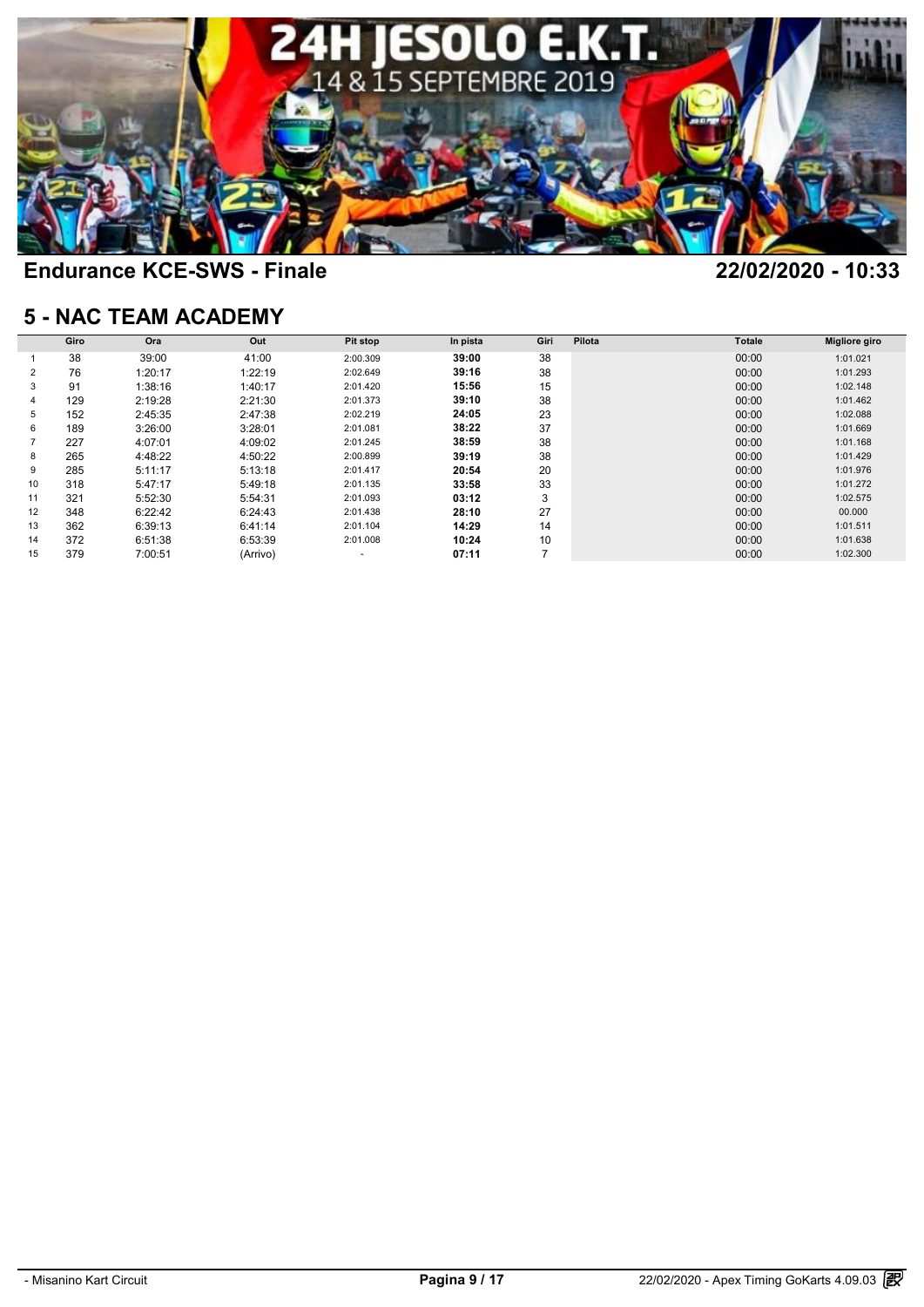## Endurance KCE-SWS - Finale

22/02/2020 - 10:33

## 5 - NAC TEAM ACADEMY

| | Giro | Ora | Out | Pit stop | In pista | Giri | Pilota | Totale | Migliore giro |
|---|---|---|---|---|---|---|---|---|---|
| 1 | 38 | 39:00 | 41:00 | 2:00.309 | **39:00** | 38 | | 00:00 | 1:01.021 |
| 2 | 76 | 1:20:17 | 1:22:19 | 2:02.649 | **39:16** | 38 | | 00:00 | 1:01.293 |
| 3 | 91 | 1:38:16 | 1:40:17 | 2:01.420 | **15:56** | 15 | | 00:00 | 1:02.148 |
| 4 | 129 | 2:19:28 | 2:21:30 | 2:01.373 | **39:10** | 38 | | 00:00 | 1:01.462 |
| 5 | 152 | 2:45:35 | 2:47:38 | 2:02.219 | **24:05** | 23 | | 00:00 | 1:02.088 |
| 6 | 189 | 3:26:00 | 3:28:01 | 2:01.081 | **38:22** | 37 | | 00:00 | 1:01.669 |
| 7 | 227 | 4:07:01 | 4:09:02 | 2:01.245 | **38:59** | 38 | | 00:00 | 1:01.168 |
| 8 | 265 | 4:48:22 | 4:50:22 | 2:00.899 | **39:19** | 38 | | 00:00 | 1:01.429 |
| 9 | 285 | 5:11:17 | 5:13:18 | 2:01.417 | **20:54** | 20 | | 00:00 | 1:01.976 |
| 10 | 318 | 5:47:17 | 5:49:18 | 2:01.135 | **33:58** | 33 | | 00:00 | 1:01.272 |
| 11 | 321 | 5:52:30 | 5:54:31 | 2:01.093 | **03:12** | 3 | | 00:00 | 1:02.575 |
| 12 | 348 | 6:22:42 | 6:24:43 | 2:01.438 | **28:10** | 27 | | 00:00 | 00.000 |
| 13 | 362 | 6:39:13 | 6:41:14 | 2:01.104 | **14:29** | 14 | | 00:00 | 1:01.511 |
| 14 | 372 | 6:51:38 | 6:53:39 | 2:01.008 | **10:24** | 10 | | 00:00 | 1:01.638 |
| 15 | 379 | 7:00:51 | (Arrivo) | - | **07:11** | 7 | | 00:00 | 1:02.300 |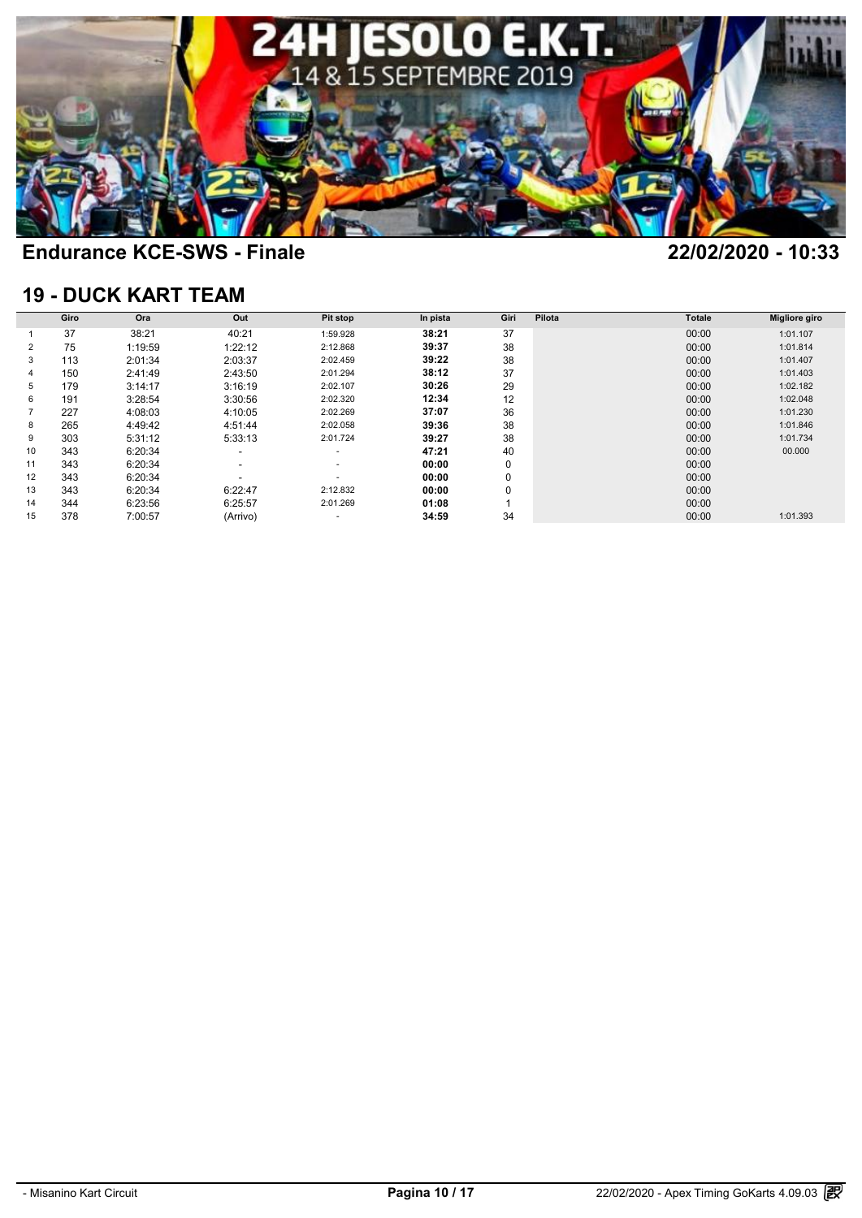# Endurance KCE-SWS - Finale

22/02/2020 - 10:33

## 19 - DUCK KART TEAM

| | Giro | Ora | Out | Pit stop | In pista | Giri | Pilota | Totale | Migliore giro |
|---|---|---|---|---|---|---|---|---|---|
| 1 | 37 | 38:21 | 40:21 | 1:59.928 | **38:21** | 37 | | 00:00 | 1:01.107 |
| 2 | 75 | 1:19:59 | 1:22:12 | 2:12.868 | **39:37** | 38 | | 00:00 | 1:01.814 |
| 3 | 113 | 2:01:34 | 2:03:37 | 2:02.459 | **39:22** | 38 | | 00:00 | 1:01.407 |
| 4 | 150 | 2:41:49 | 2:43:50 | 2:01.294 | **38:12** | 37 | | 00:00 | 1:01.403 |
| 5 | 179 | 3:14:17 | 3:16:19 | 2:02.107 | **30:26** | 29 | | 00:00 | 1:02.182 |
| 6 | 191 | 3:28:54 | 3:30:56 | 2:02.320 | **12:34** | 12 | | 00:00 | 1:02.048 |
| 7 | 227 | 4:08:03 | 4:10:05 | 2:02.269 | **37:07** | 36 | | 00:00 | 1:01.230 |
| 8 | 265 | 4:49:42 | 4:51:44 | 2:02.058 | **39:36** | 38 | | 00:00 | 1:01.846 |
| 9 | 303 | 5:31:12 | 5:33:13 | 2:01.724 | **39:27** | 38 | | 00:00 | 1:01.734 |
| 10 | 343 | 6:20:34 | - | - | **47:21** | 40 | | 00:00 | 00.000 |
| 11 | 343 | 6:20:34 | - | - | **00:00** | 0 | | 00:00 | |
| 12 | 343 | 6:20:34 | - | - | **00:00** | 0 | | 00:00 | |
| 13 | 343 | 6:20:34 | 6:22:47 | 2:12.832 | **00:00** | 0 | | 00:00 | |
| 14 | 344 | 6:23:56 | 6:25:57 | 2:01.269 | **01:08** | 1 | | 00:00 | |
| 15 | 378 | 7:00:57 | (Arrivo) | - | **34:59** | 34 | | 00:00 | 1:01.393 |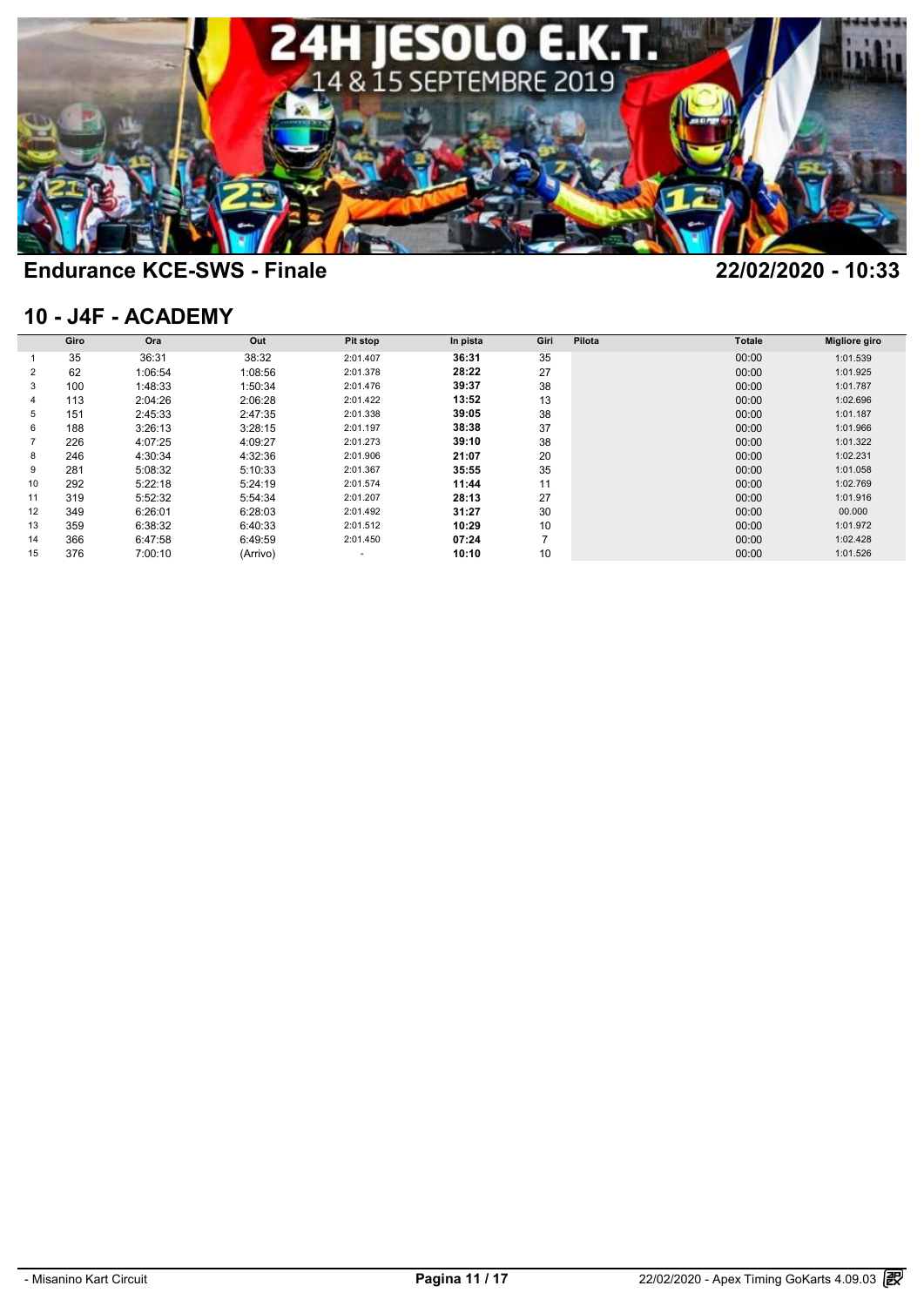## Endurance KCE-SWS - Finale

22/02/2020 - 10:33

## 10 - J4F - ACADEMY

| | Giro | Ora | Out | Pit stop | In pista | Giri | Pilota | Totale | Migliore giro |
|---|---|---|---|---|---|---|---|---|---|
| 1 | 35 | 36:31 | 38:32 | 2:01.407 | **36:31** | 35 | | 00:00 | 1:01.539 |
| 2 | 62 | 1:06:54 | 1:08:56 | 2:01.378 | **28:22** | 27 | | 00:00 | 1:01.925 |
| 3 | 100 | 1:48:33 | 1:50:34 | 2:01.476 | **39:37** | 38 | | 00:00 | 1:01.787 |
| 4 | 113 | 2:04:26 | 2:06:28 | 2:01.422 | **13:52** | 13 | | 00:00 | 1:02.696 |
| 5 | 151 | 2:45:33 | 2:47:35 | 2:01.338 | **39:05** | 38 | | 00:00 | 1:01.187 |
| 6 | 188 | 3:26:13 | 3:28:15 | 2:01.197 | **38:38** | 37 | | 00:00 | 1:01.966 |
| 7 | 226 | 4:07:25 | 4:09:27 | 2:01.273 | **39:10** | 38 | | 00:00 | 1:01.322 |
| 8 | 246 | 4:30:34 | 4:32:36 | 2:01.906 | **21:07** | 20 | | 00:00 | 1:02.231 |
| 9 | 281 | 5:08:32 | 5:10:33 | 2:01.367 | **35:55** | 35 | | 00:00 | 1:01.058 |
| 10 | 292 | 5:22:18 | 5:24:19 | 2:01.574 | **11:44** | 11 | | 00:00 | 1:02.769 |
| 11 | 319 | 5:52:32 | 5:54:34 | 2:01.207 | **28:13** | 27 | | 00:00 | 1:01.916 |
| 12 | 349 | 6:26:01 | 6:28:03 | 2:01.492 | **31:27** | 30 | | 00:00 | 00.000 |
| 13 | 359 | 6:38:32 | 6:40:33 | 2:01.512 | **10:29** | 10 | | 00:00 | 1:01.972 |
| 14 | 366 | 6:47:58 | 6:49:59 | 2:01.450 | **07:24** | 7 | | 00:00 | 1:02.428 |
| 15 | 376 | 7:00:10 | (Arrivo) | - | **10:10** | 10 | | 00:00 | 1:01.526 |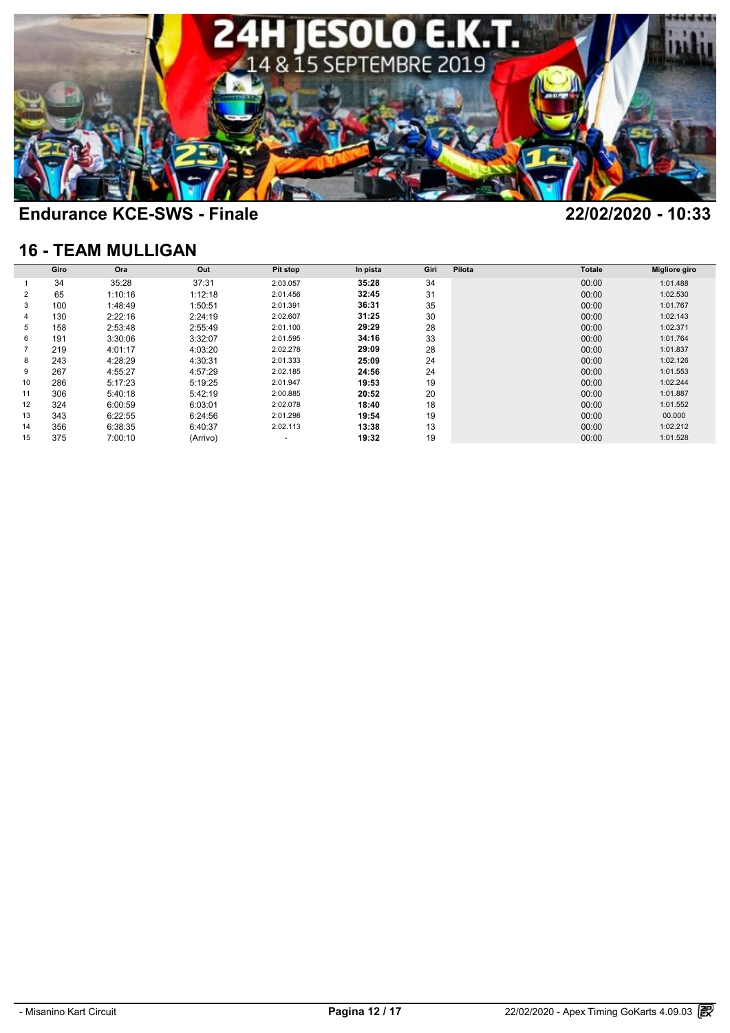## Endurance KCE-SWS - Finale

22/02/2020 - 10:33

## 16 - TEAM MULLIGAN

| | Giro | Ora | Out | Pit stop | In pista | Giri | Pilota | Totale | Migliore giro |
|---|---|---|---|---|---|---|---|---|---|
| 1 | 34 | 35:28 | 37:31 | 2:03.057 | **35:28** | 34 | | 00:00 | 1:01.488 |
| 2 | 65 | 1:10:16 | 1:12:18 | 2:01.456 | **32:45** | 31 | | 00:00 | 1:02.530 |
| 3 | 100 | 1:48:49 | 1:50:51 | 2:01.391 | **36:31** | 35 | | 00:00 | 1:01.767 |
| 4 | 130 | 2:22:16 | 2:24:19 | 2:02.607 | **31:25** | 30 | | 00:00 | 1:02.143 |
| 5 | 158 | 2:53:48 | 2:55:49 | 2:01.100 | **29:29** | 28 | | 00:00 | 1:02.371 |
| 6 | 191 | 3:30:06 | 3:32:07 | 2:01.595 | **34:16** | 33 | | 00:00 | 1:01.764 |
| 7 | 219 | 4:01:17 | 4:03:20 | 2:02.278 | **29:09** | 28 | | 00:00 | 1:01.837 |
| 8 | 243 | 4:28:29 | 4:30:31 | 2:01.333 | **25:09** | 24 | | 00:00 | 1:02.126 |
| 9 | 267 | 4:55:27 | 4:57:29 | 2:02.185 | **24:56** | 24 | | 00:00 | 1:01.553 |
| 10 | 286 | 5:17:23 | 5:19:25 | 2:01.947 | **19:53** | 19 | | 00:00 | 1:02.244 |
| 11 | 306 | 5:40:18 | 5:42:19 | 2:00.885 | **20:52** | 20 | | 00:00 | 1:01.887 |
| 12 | 324 | 6:00:59 | 6:03:01 | 2:02.078 | **18:40** | 18 | | 00:00 | 1:01.552 |
| 13 | 343 | 6:22:55 | 6:24:56 | 2:01.298 | **19:54** | 19 | | 00:00 | 00.000 |
| 14 | 356 | 6:38:35 | 6:40:37 | 2:02.113 | **13:38** | 13 | | 00:00 | 1:02.212 |
| 15 | 375 | 7:00:10 | (Arrivo) | - | **19:32** | 19 | | 00:00 | 1:01.528 |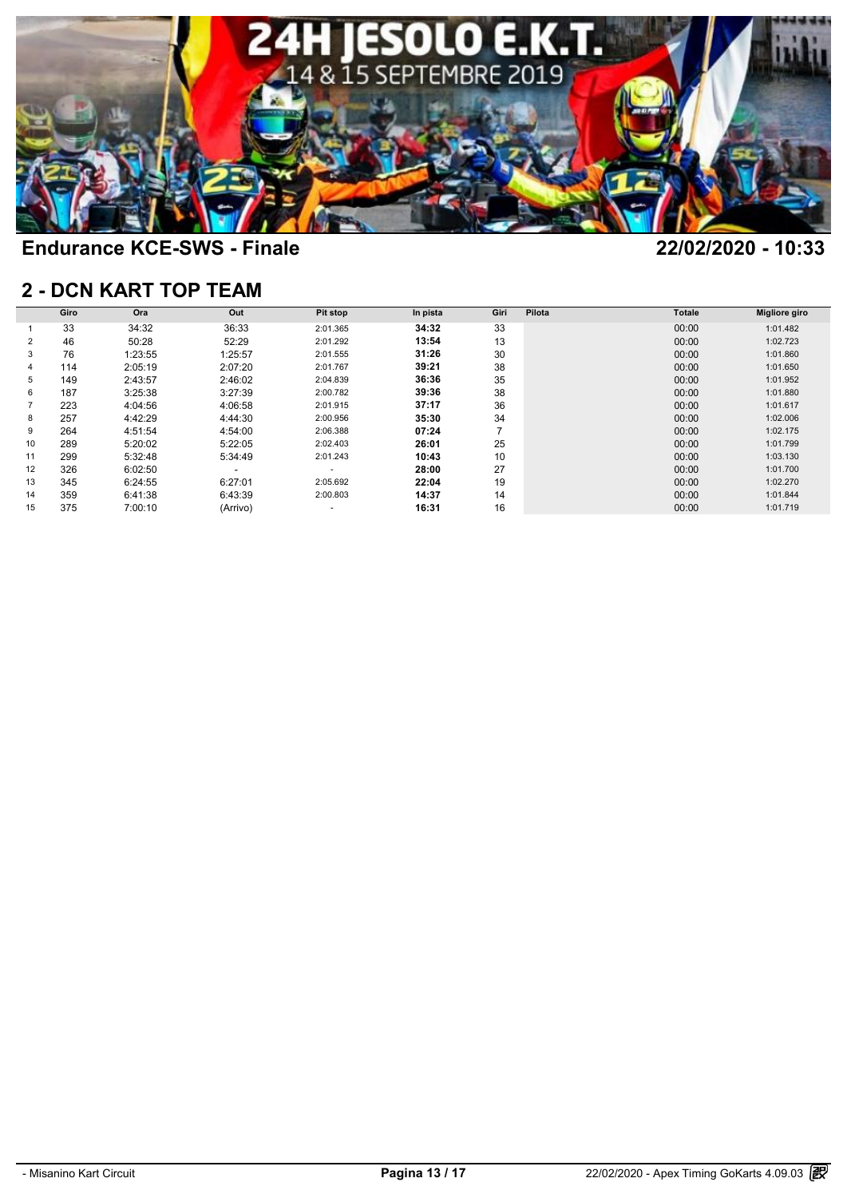## Endurance KCE-SWS - Finale

22/02/2020 - 10:33

## 2 - DCN KART TOP TEAM

| | Giro | Ora | Out | Pit stop | In pista | Giri | Pilota | Totale | Migliore giro |
|---|---|---|---|---|---|---|---|---|---|
| 1 | 33 | 34:32 | 36:33 | 2:01.365 | **34:32** | 33 | | 00:00 | 1:01.482 |
| 2 | 46 | 50:28 | 52:29 | 2:01.292 | **13:54** | 13 | | 00:00 | 1:02.723 |
| 3 | 76 | 1:23:55 | 1:25:57 | 2:01.555 | **31:26** | 30 | | 00:00 | 1:01.860 |
| 4 | 114 | 2:05:19 | 2:07:20 | 2:01.767 | **39:21** | 38 | | 00:00 | 1:01.650 |
| 5 | 149 | 2:43:57 | 2:46:02 | 2:04.839 | **36:36** | 35 | | 00:00 | 1:01.952 |
| 6 | 187 | 3:25:38 | 3:27:39 | 2:00.782 | **39:36** | 38 | | 00:00 | 1:01.880 |
| 7 | 223 | 4:04:56 | 4:06:58 | 2:01.915 | **37:17** | 36 | | 00:00 | 1:01.617 |
| 8 | 257 | 4:42:29 | 4:44:30 | 2:00.956 | **35:30** | 34 | | 00:00 | 1:02.006 |
| 9 | 264 | 4:51:54 | 4:54:00 | 2:06.388 | **07:24** | 7 | | 00:00 | 1:02.175 |
| 10 | 289 | 5:20:02 | 5:22:05 | 2:02.403 | **26:01** | 25 | | 00:00 | 1:01.799 |
| 11 | 299 | 5:32:48 | 5:34:49 | 2:01.243 | **10:43** | 10 | | 00:00 | 1:03.130 |
| 12 | 326 | 6:02:50 | - | - | **28:00** | 27 | | 00:00 | 1:01.700 |
| 13 | 345 | 6:24:55 | 6:27:01 | 2:05.692 | **22:04** | 19 | | 00:00 | 1:02.270 |
| 14 | 359 | 6:41:38 | 6:43:39 | 2:00.803 | **14:37** | 14 | | 00:00 | 1:01.844 |
| 15 | 375 | 7:00:10 | (Arrivo) | - | **16:31** | 16 | | 00:00 | 1:01.719 |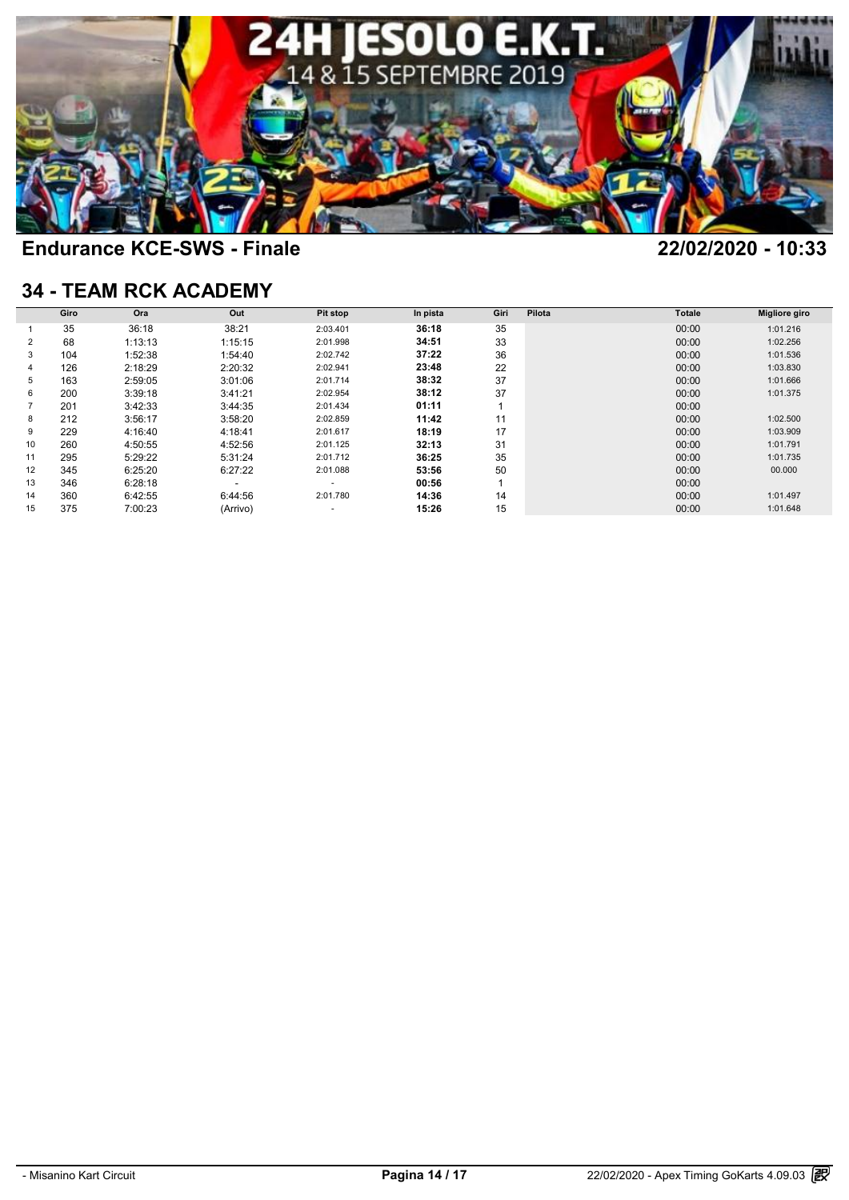# 24H JESOLO E.K.T.

14 & 15 SEPTEMBRE 2019

## Endurance KCE-SWS - Finale

22/02/2020 - 10:33

## 34 - TEAM RCK ACADEMY

| | Giro | Ora | Out | Pit stop | In pista | Giri | Pilota | Totale | Migliore giro |
|---|---|---|---|---|---|---|---|---|---|
| 1 | 35 | 36:18 | 38:21 | 2:03.401 | **36:18** | 35 | | 00:00 | 1:01.216 |
| 2 | 68 | 1:13:13 | 1:15:15 | 2:01.998 | **34:51** | 33 | | 00:00 | 1:02.256 |
| 3 | 104 | 1:52:38 | 1:54:40 | 2:02.742 | **37:22** | 36 | | 00:00 | 1:01.536 |
| 4 | 126 | 2:18:29 | 2:20:32 | 2:02.941 | **23:48** | 22 | | 00:00 | 1:03.830 |
| 5 | 163 | 2:59:05 | 3:01:06 | 2:01.714 | **38:32** | 37 | | 00:00 | 1:01.666 |
| 6 | 200 | 3:39:18 | 3:41:21 | 2:02.954 | **38:12** | 37 | | 00:00 | 1:01.375 |
| 7 | 201 | 3:42:33 | 3:44:35 | 2:01.434 | **01:11** | 1 | | 00:00 | |
| 8 | 212 | 3:56:17 | 3:58:20 | 2:02.859 | **11:42** | 11 | | 00:00 | 1:02.500 |
| 9 | 229 | 4:16:40 | 4:18:41 | 2:01.617 | **18:19** | 17 | | 00:00 | 1:03.909 |
| 10 | 260 | 4:50:55 | 4:52:56 | 2:01.125 | **32:13** | 31 | | 00:00 | 1:01.791 |
| 11 | 295 | 5:29:22 | 5:31:24 | 2:01.712 | **36:25** | 35 | | 00:00 | 1:01.735 |
| 12 | 345 | 6:25:20 | 6:27:22 | 2:01.088 | **53:56** | 50 | | 00:00 | 00.000 |
| 13 | 346 | 6:28:18 | - | - | **00:56** | 1 | | 00:00 | |
| 14 | 360 | 6:42:55 | 6:44:56 | 2:01.780 | **14:36** | 14 | | 00:00 | 1:01.497 |
| 15 | 375 | 7:00:23 | (Arrivo) | - | **15:26** | 15 | | 00:00 | 1:01.648 |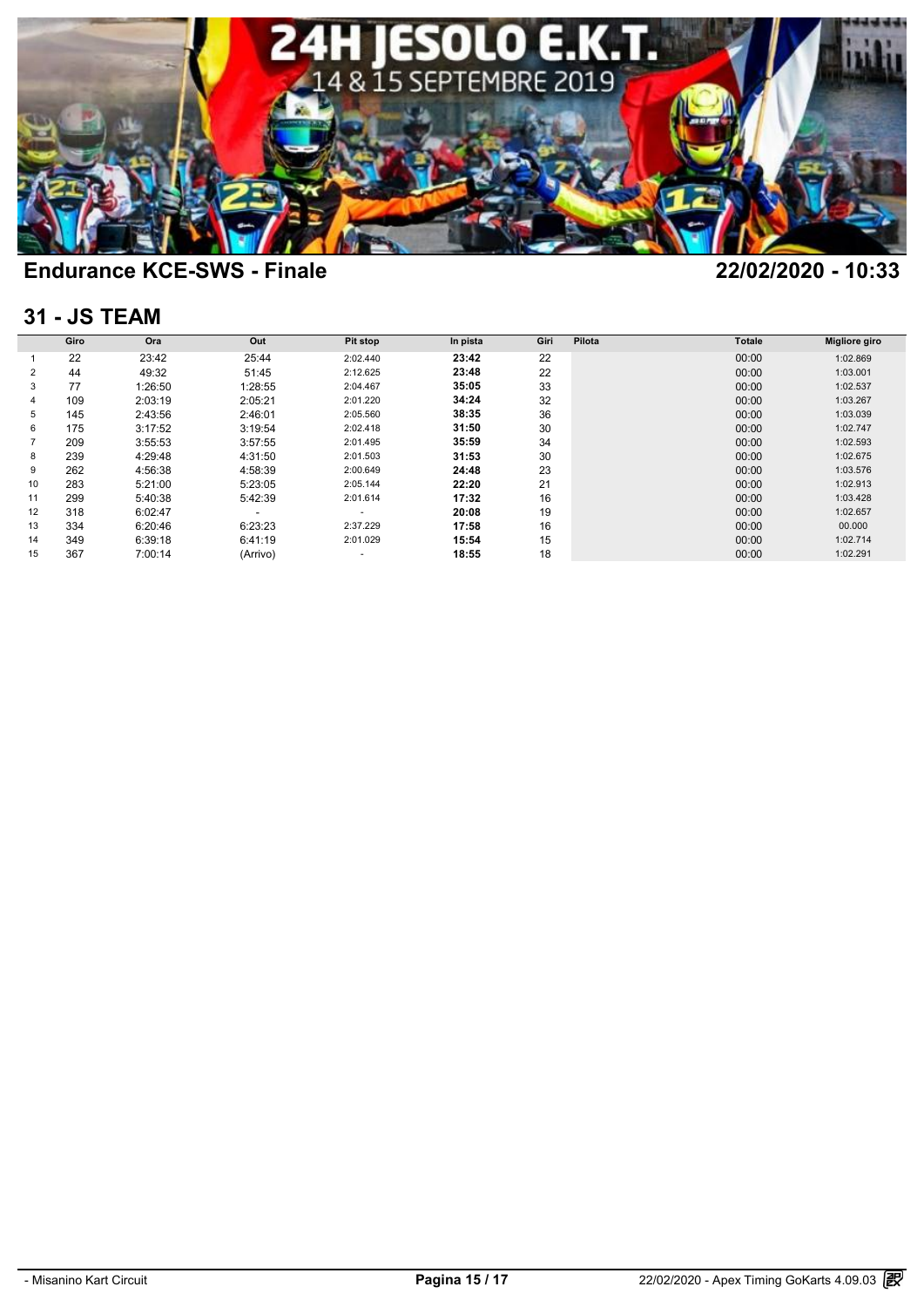# 24H JESOLO E.K.T.

14 & 15 SEPTEMBRE 2019

## Endurance KCE-SWS - Finale

22/02/2020 - 10:33

## 31 - JS TEAM

| | Giro | Ora | Out | Pit stop | In pista | Giri | Pilota | Totale | Migliore giro |
|---|---|---|---|---|---|---|---|---|---|
| 1 | 22 | 23:42 | 25:44 | 2:02.440 | **23:42** | 22 | | 00:00 | 1:02.869 |
| 2 | 44 | 49:32 | 51:45 | 2:12.625 | **23:48** | 22 | | 00:00 | 1:03.001 |
| 3 | 77 | 1:26:50 | 1:28:55 | 2:04.467 | **35:05** | 33 | | 00:00 | 1:02.537 |
| 4 | 109 | 2:03:19 | 2:05:21 | 2:01.220 | **34:24** | 32 | | 00:00 | 1:03.267 |
| 5 | 145 | 2:43:56 | 2:46:01 | 2:05.560 | **38:35** | 36 | | 00:00 | 1:03.039 |
| 6 | 175 | 3:17:52 | 3:19:54 | 2:02.418 | **31:50** | 30 | | 00:00 | 1:02.747 |
| 7 | 209 | 3:55:53 | 3:57:55 | 2:01.495 | **35:59** | 34 | | 00:00 | 1:02.593 |
| 8 | 239 | 4:29:48 | 4:31:50 | 2:01.503 | **31:53** | 30 | | 00:00 | 1:02.675 |
| 9 | 262 | 4:56:38 | 4:58:39 | 2:00.649 | **24:48** | 23 | | 00:00 | 1:03.576 |
| 10 | 283 | 5:21:00 | 5:23:05 | 2:05.144 | **22:20** | 21 | | 00:00 | 1:02.913 |
| 11 | 299 | 5:40:38 | 5:42:39 | 2:01.614 | **17:32** | 16 | | 00:00 | 1:03.428 |
| 12 | 318 | 6:02:47 | - | - | **20:08** | 19 | | 00:00 | 1:02.657 |
| 13 | 334 | 6:20:46 | 6:23:23 | 2:37.229 | **17:58** | 16 | | 00:00 | 00.000 |
| 14 | 349 | 6:39:18 | 6:41:19 | 2:01.029 | **15:54** | 15 | | 00:00 | 1:02.714 |
| 15 | 367 | 7:00:14 | (Arrivo) | - | **18:55** | 18 | | 00:00 | 1:02.291 |

- Misanino Kart Circuit

22/02/2020 - Apex Timing GoKarts 4.09.03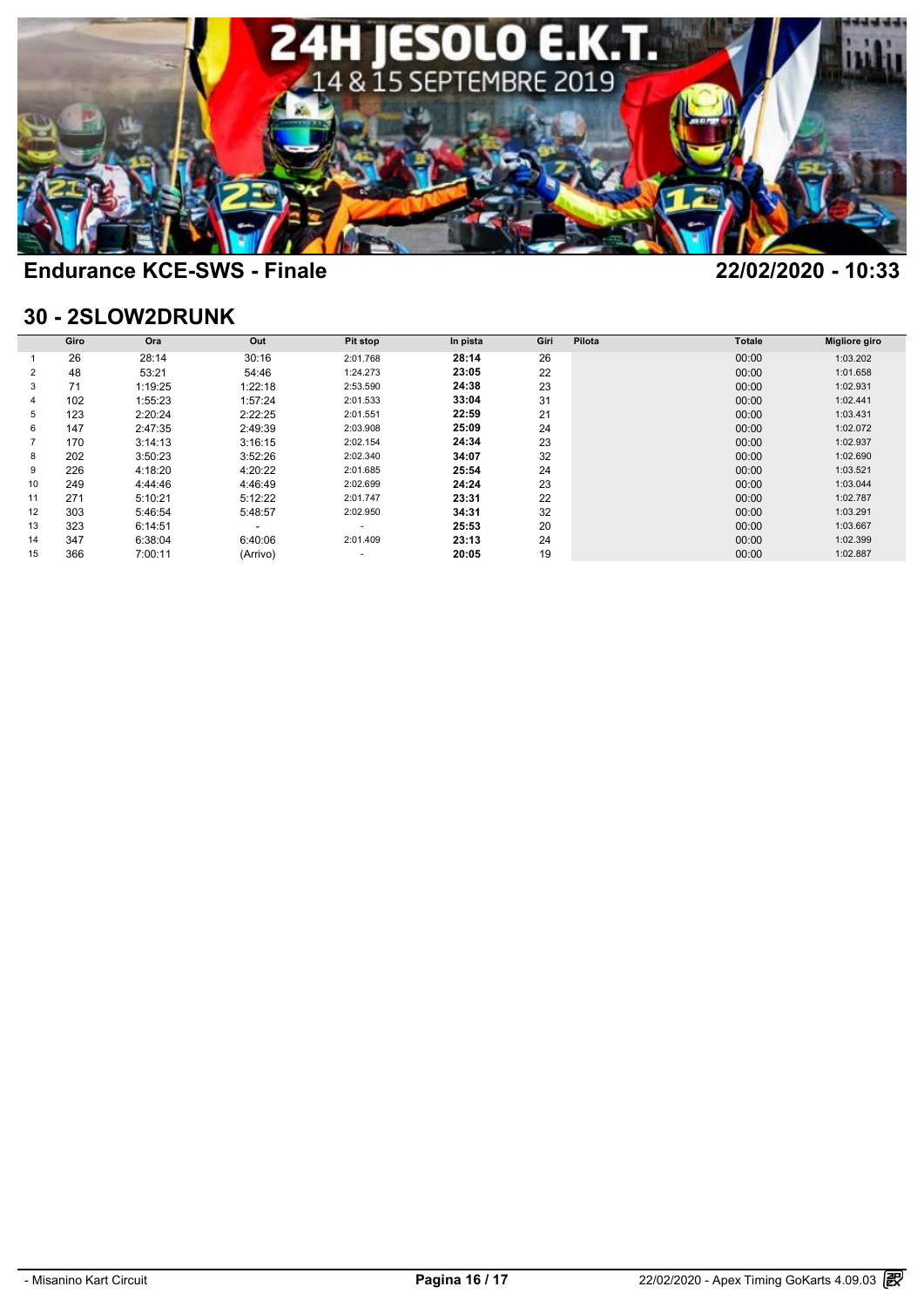## Endurance KCE-SWS - Finale

22/02/2020 - 10:33

## 30 - 2SLOW2DRUNK

| | Giro | Ora | Out | Pit stop | In pista | Giri | Pilota | Totale | Migliore giro |
|---|---|---|---|---|---|---|---|---|---|
| 1 | 26 | 28:14 | 30:16 | 2:01.768 | **28:14** | 26 | | 00:00 | 1:03.202 |
| 2 | 48 | 53:21 | 54:46 | 1:24.273 | **23:05** | 22 | | 00:00 | 1:01.658 |
| 3 | 71 | 1:19:25 | 1:22:18 | 2:53.590 | **24:38** | 23 | | 00:00 | 1:02.931 |
| 4 | 102 | 1:55:23 | 1:57:24 | 2:01.533 | **33:04** | 31 | | 00:00 | 1:02.441 |
| 5 | 123 | 2:20:24 | 2:22:25 | 2:01.551 | **22:59** | 21 | | 00:00 | 1:03.431 |
| 6 | 147 | 2:47:35 | 2:49:39 | 2:03.908 | **25:09** | 24 | | 00:00 | 1:02.072 |
| 7 | 170 | 3:14:13 | 3:16:15 | 2:02.154 | **24:34** | 23 | | 00:00 | 1:02.937 |
| 8 | 202 | 3:50:23 | 3:52:26 | 2:02.340 | **34:07** | 32 | | 00:00 | 1:02.690 |
| 9 | 226 | 4:18:20 | 4:20:22 | 2:01.685 | **25:54** | 24 | | 00:00 | 1:03.521 |
| 10 | 249 | 4:44:46 | 4:46:49 | 2:02.699 | **24:24** | 23 | | 00:00 | 1:03.044 |
| 11 | 271 | 5:10:21 | 5:12:22 | 2:01.747 | **23:31** | 22 | | 00:00 | 1:02.787 |
| 12 | 303 | 5:46:54 | 5:48:57 | 2:02.950 | **34:31** | 32 | | 00:00 | 1:03.291 |
| 13 | 323 | 6:14:51 | - | - | **25:53** | 20 | | 00:00 | 1:03.667 |
| 14 | 347 | 6:38:04 | 6:40:06 | 2:01.409 | **23:13** | 24 | | 00:00 | 1:02.399 |
| 15 | 366 | 7:00:11 | (Arrivo) | - | **20:05** | 19 | | 00:00 | 1:02.887 |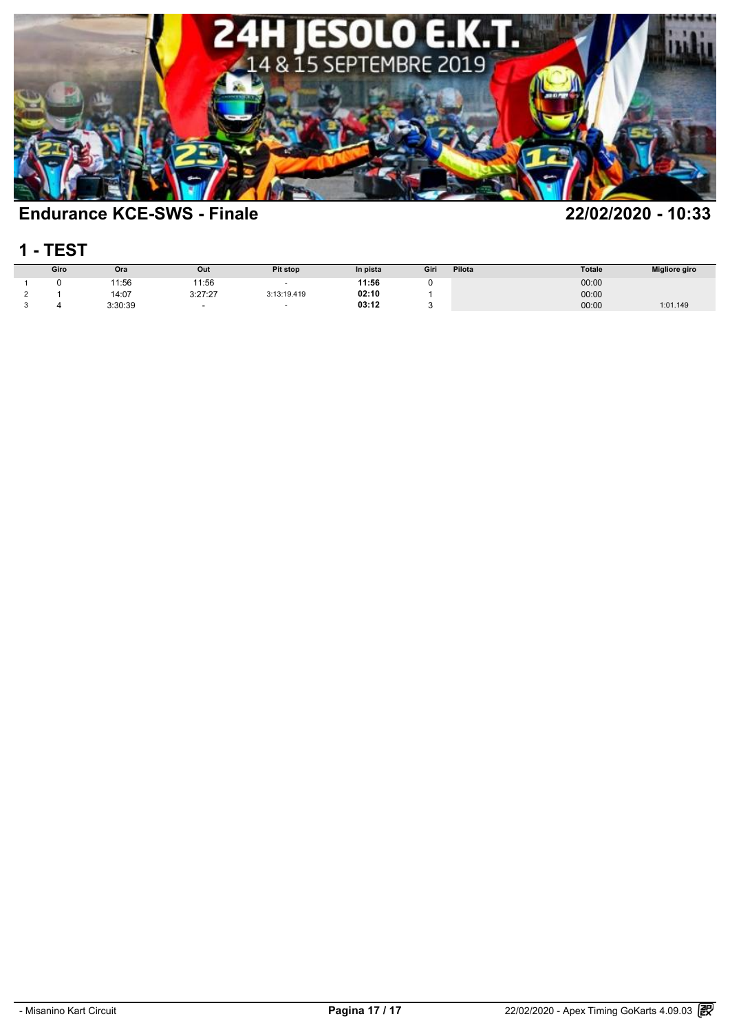## Endurance KCE-SWS - Finale

22/02/2020 - 10:33

## 1 - TEST

| | Giro | Ora | Out | Pit stop | In pista | Giri | Pilota | Totale | Migliore giro |
|---|---|---|---|---|---|---|---|---|---|
| 1 | 0 | 11:56 | 11:56 | - | **11:56** | 0 | | 00:00 | |
| 2 | 1 | 14:07 | 3:27:27 | 3:13:19.419 | **02:10** | 1 | | 00:00 | |
| 3 | 4 | 3:30:39 | - | - | **03:12** | 3 | | 00:00 | 1:01.149 |